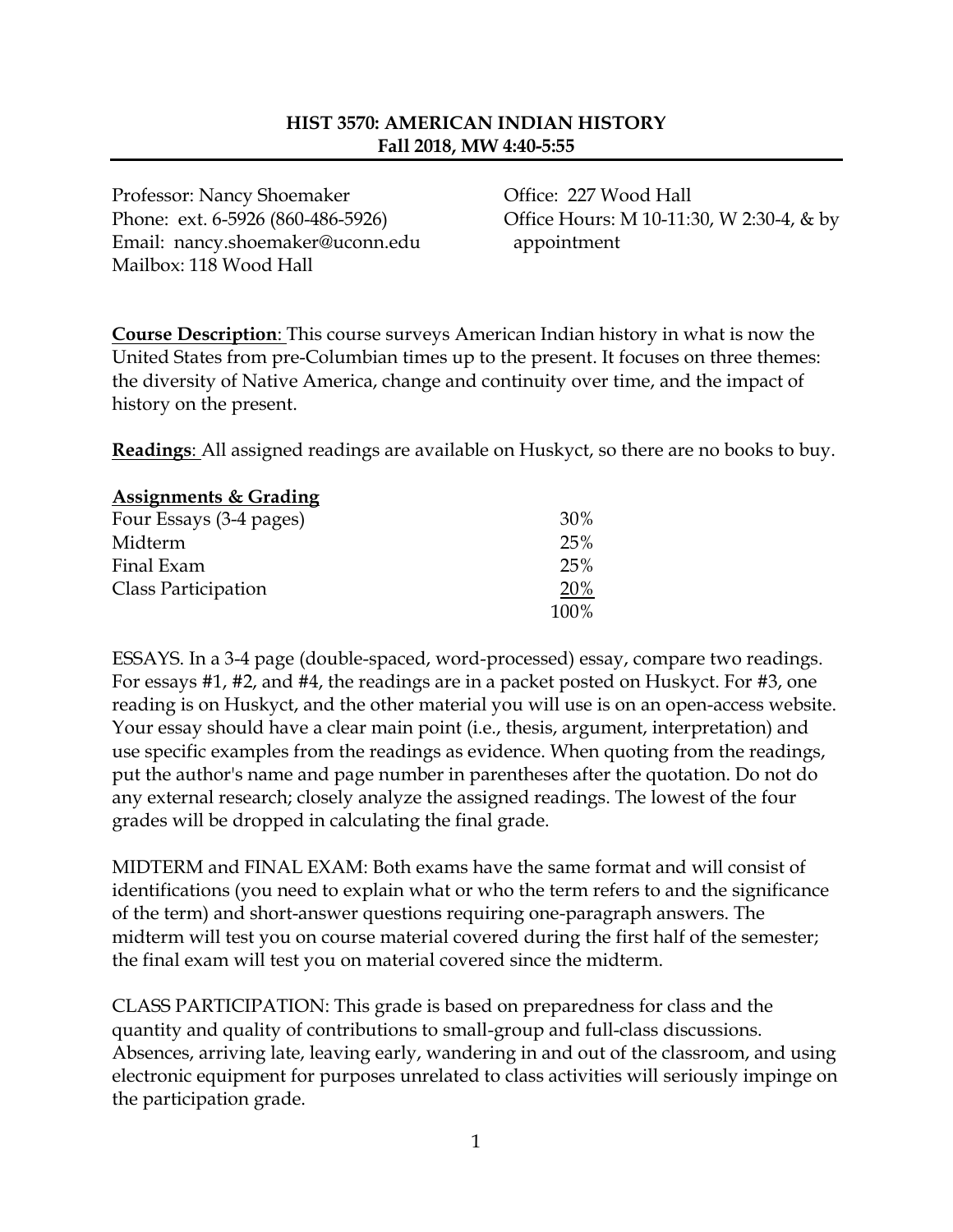# HIST 3570: AMERICAN INDIAN HISTORY
## Fall 2018, MW 4:40-5:55

Professor: Nancy Shoemaker
Phone: ext. 6-5926 (860-486-5926)
Email: nancy.shoemaker@uconn.edu
Mailbox: 118 Wood Hall

Office: 227 Wood Hall
Office Hours: M 10-11:30, W 2:30-4, & by appointment

**Course Description**: This course surveys American Indian history in what is now the United States from pre-Columbian times up to the present. It focuses on three themes: the diversity of Native America, change and continuity over time, and the impact of history on the present.

**Readings**: All assigned readings are available on Huskyct, so there are no books to buy.

**Assignments & Grading**

| | |
|---|---|
| Four Essays (3-4 pages) | 30% |
| Midterm | 25% |
| Final Exam | 25% |
| Class Participation | 20% |
| | 100% |

ESSAYS. In a 3-4 page (double-spaced, word-processed) essay, compare two readings. For essays #1, #2, and #4, the readings are in a packet posted on Huskyct. For #3, one reading is on Huskyct, and the other material you will use is on an open-access website. Your essay should have a clear main point (i.e., thesis, argument, interpretation) and use specific examples from the readings as evidence. When quoting from the readings, put the author's name and page number in parentheses after the quotation. Do not do any external research; closely analyze the assigned readings. The lowest of the four grades will be dropped in calculating the final grade.

MIDTERM and FINAL EXAM: Both exams have the same format and will consist of identifications (you need to explain what or who the term refers to and the significance of the term) and short-answer questions requiring one-paragraph answers. The midterm will test you on course material covered during the first half of the semester; the final exam will test you on material covered since the midterm.

CLASS PARTICIPATION: This grade is based on preparedness for class and the quantity and quality of contributions to small-group and full-class discussions. Absences, arriving late, leaving early, wandering in and out of the classroom, and using electronic equipment for purposes unrelated to class activities will seriously impinge on the participation grade.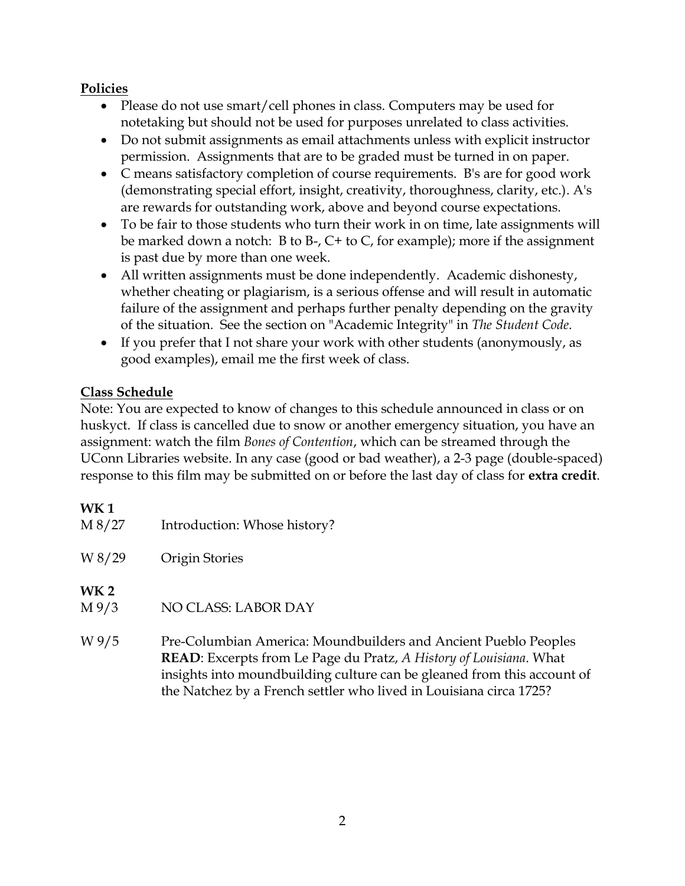## Policies

- Please do not use smart/cell phones in class. Computers may be used for notetaking but should not be used for purposes unrelated to class activities.
- Do not submit assignments as email attachments unless with explicit instructor permission. Assignments that are to be graded must be turned in on paper.
- C means satisfactory completion of course requirements. B's are for good work (demonstrating special effort, insight, creativity, thoroughness, clarity, etc.). A's are rewards for outstanding work, above and beyond course expectations.
- To be fair to those students who turn their work in on time, late assignments will be marked down a notch: B to B-, C+ to C, for example); more if the assignment is past due by more than one week.
- All written assignments must be done independently. Academic dishonesty, whether cheating or plagiarism, is a serious offense and will result in automatic failure of the assignment and perhaps further penalty depending on the gravity of the situation. See the section on "Academic Integrity" in *The Student Code*.
- If you prefer that I not share your work with other students (anonymously, as good examples), email me the first week of class.

## Class Schedule

Note: You are expected to know of changes to this schedule announced in class or on huskyct. If class is cancelled due to snow or another emergency situation, you have an assignment: watch the film *Bones of Contention*, which can be streamed through the UConn Libraries website. In any case (good or bad weather), a 2-3 page (double-spaced) response to this film may be submitted on or before the last day of class for **extra credit**.

**WK 1**

M 8/27 Introduction: Whose history?

W 8/29 Origin Stories

**WK 2**

M 9/3 NO CLASS: LABOR DAY

W 9/5 Pre-Columbian America: Moundbuilders and Ancient Pueblo Peoples
**READ**: Excerpts from Le Page du Pratz, *A History of Louisiana*. What insights into moundbuilding culture can be gleaned from this account of the Natchez by a French settler who lived in Louisiana circa 1725?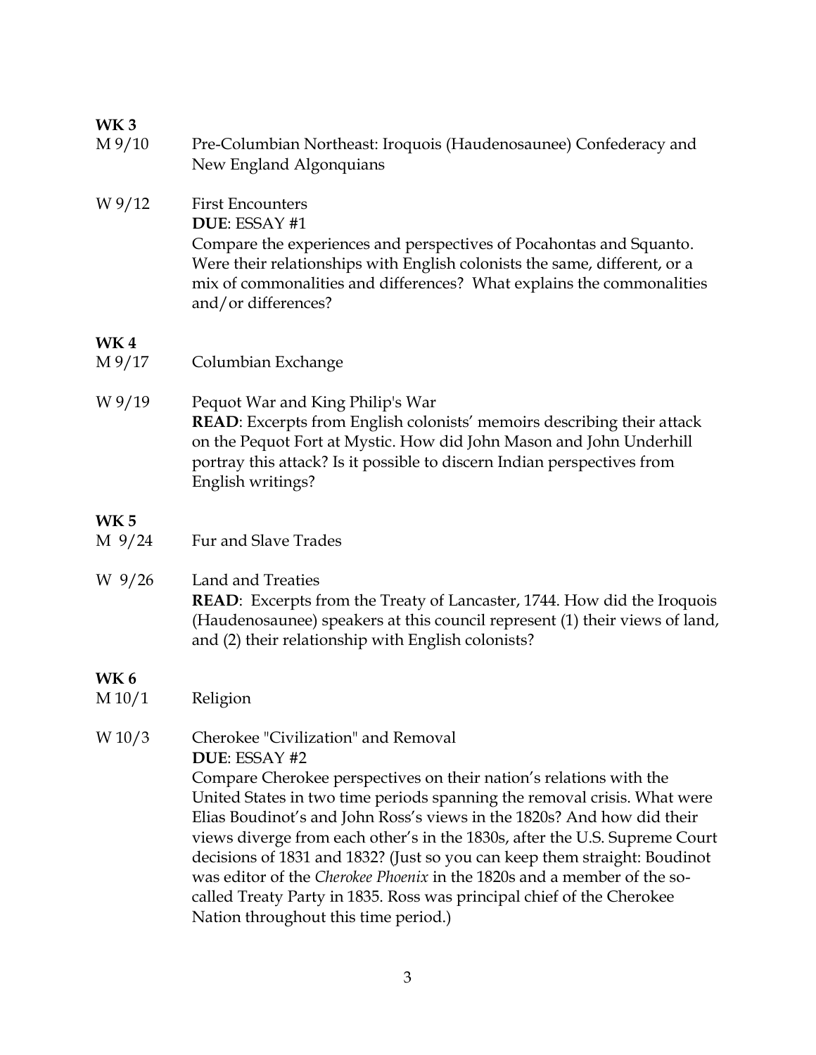**WK 3**

M 9/10 Pre-Columbian Northeast: Iroquois (Haudenosaunee) Confederacy and New England Algonquians

W 9/12 First Encounters
**DUE**: ESSAY #1
Compare the experiences and perspectives of Pocahontas and Squanto. Were their relationships with English colonists the same, different, or a mix of commonalities and differences? What explains the commonalities and/or differences?

**WK 4**

M 9/17 Columbian Exchange

W 9/19 Pequot War and King Philip's War
**READ**: Excerpts from English colonists' memoirs describing their attack on the Pequot Fort at Mystic. How did John Mason and John Underhill portray this attack? Is it possible to discern Indian perspectives from English writings?

**WK 5**

M 9/24 Fur and Slave Trades

W 9/26 Land and Treaties
**READ**: Excerpts from the Treaty of Lancaster, 1744. How did the Iroquois (Haudenosaunee) speakers at this council represent (1) their views of land, and (2) their relationship with English colonists?

**WK 6**

M 10/1 Religion

W 10/3 Cherokee "Civilization" and Removal
**DUE**: ESSAY #2
Compare Cherokee perspectives on their nation's relations with the United States in two time periods spanning the removal crisis. What were Elias Boudinot's and John Ross's views in the 1820s? And how did their views diverge from each other's in the 1830s, after the U.S. Supreme Court decisions of 1831 and 1832? (Just so you can keep them straight: Boudinot was editor of the *Cherokee Phoenix* in the 1820s and a member of the so-called Treaty Party in 1835. Ross was principal chief of the Cherokee Nation throughout this time period.)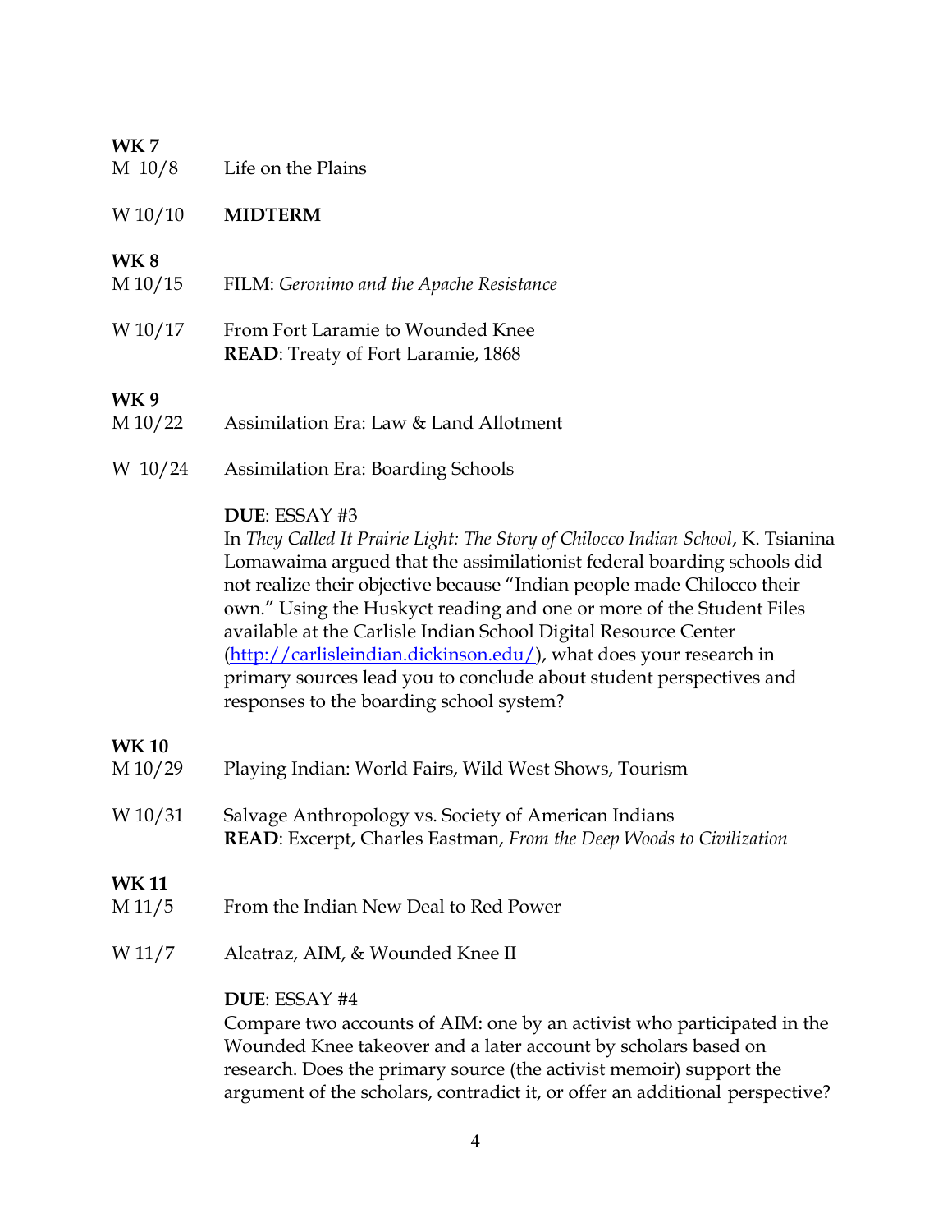**WK 7**

M 10/8 Life on the Plains

W 10/10 **MIDTERM**

**WK 8**

M 10/15 FILM: *Geronimo and the Apache Resistance*

W 10/17 From Fort Laramie to Wounded Knee
**READ**: Treaty of Fort Laramie, 1868

**WK 9**

M 10/22 Assimilation Era: Law & Land Allotment

W 10/24 Assimilation Era: Boarding Schools

**DUE**: ESSAY #3
In *They Called It Prairie Light: The Story of Chilocco Indian School*, K. Tsianina Lomawaima argued that the assimilationist federal boarding schools did not realize their objective because "Indian people made Chilocco their own." Using the Huskyct reading and one or more of the Student Files available at the Carlisle Indian School Digital Resource Center ([http://carlisleindian.dickinson.edu/](http://carlisleindian.dickinson.edu/)), what does your research in primary sources lead you to conclude about student perspectives and responses to the boarding school system?

**WK 10**

M 10/29 Playing Indian: World Fairs, Wild West Shows, Tourism

W 10/31 Salvage Anthropology vs. Society of American Indians
**READ**: Excerpt, Charles Eastman, *From the Deep Woods to Civilization*

**WK 11**

M 11/5 From the Indian New Deal to Red Power

W 11/7 Alcatraz, AIM, & Wounded Knee II

**DUE**: ESSAY #4
Compare two accounts of AIM: one by an activist who participated in the Wounded Knee takeover and a later account by scholars based on research. Does the primary source (the activist memoir) support the argument of the scholars, contradict it, or offer an additional perspective?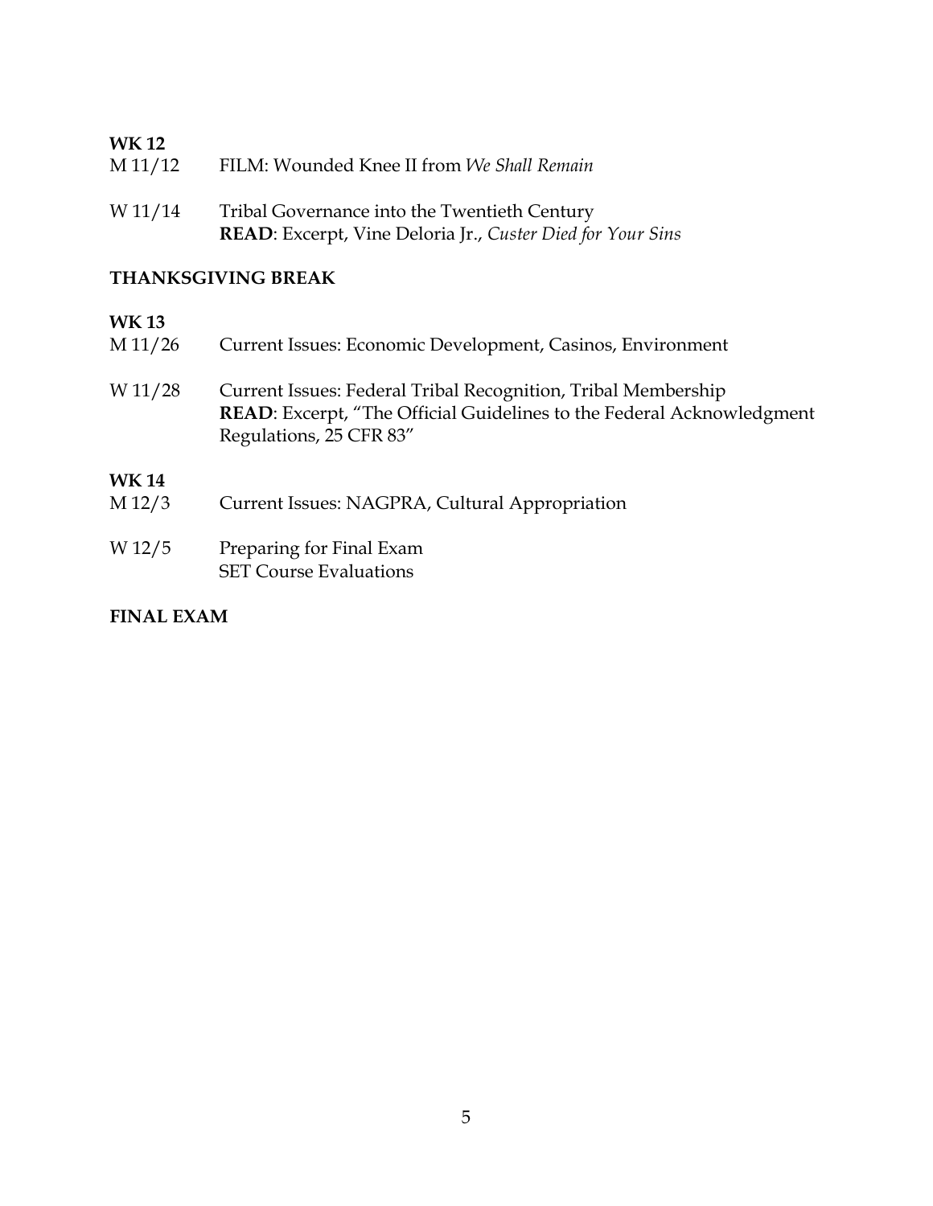**WK 12**

M 11/12 FILM: Wounded Knee II from *We Shall Remain*

W 11/14 Tribal Governance into the Twentieth Century
**READ**: Excerpt, Vine Deloria Jr., *Custer Died for Your Sins*

**THANKSGIVING BREAK**

**WK 13**

M 11/26 Current Issues: Economic Development, Casinos, Environment

W 11/28 Current Issues: Federal Tribal Recognition, Tribal Membership
**READ**: Excerpt, "The Official Guidelines to the Federal Acknowledgment Regulations, 25 CFR 83"

**WK 14**

M 12/3 Current Issues: NAGPRA, Cultural Appropriation

W 12/5 Preparing for Final Exam
SET Course Evaluations

**FINAL EXAM**